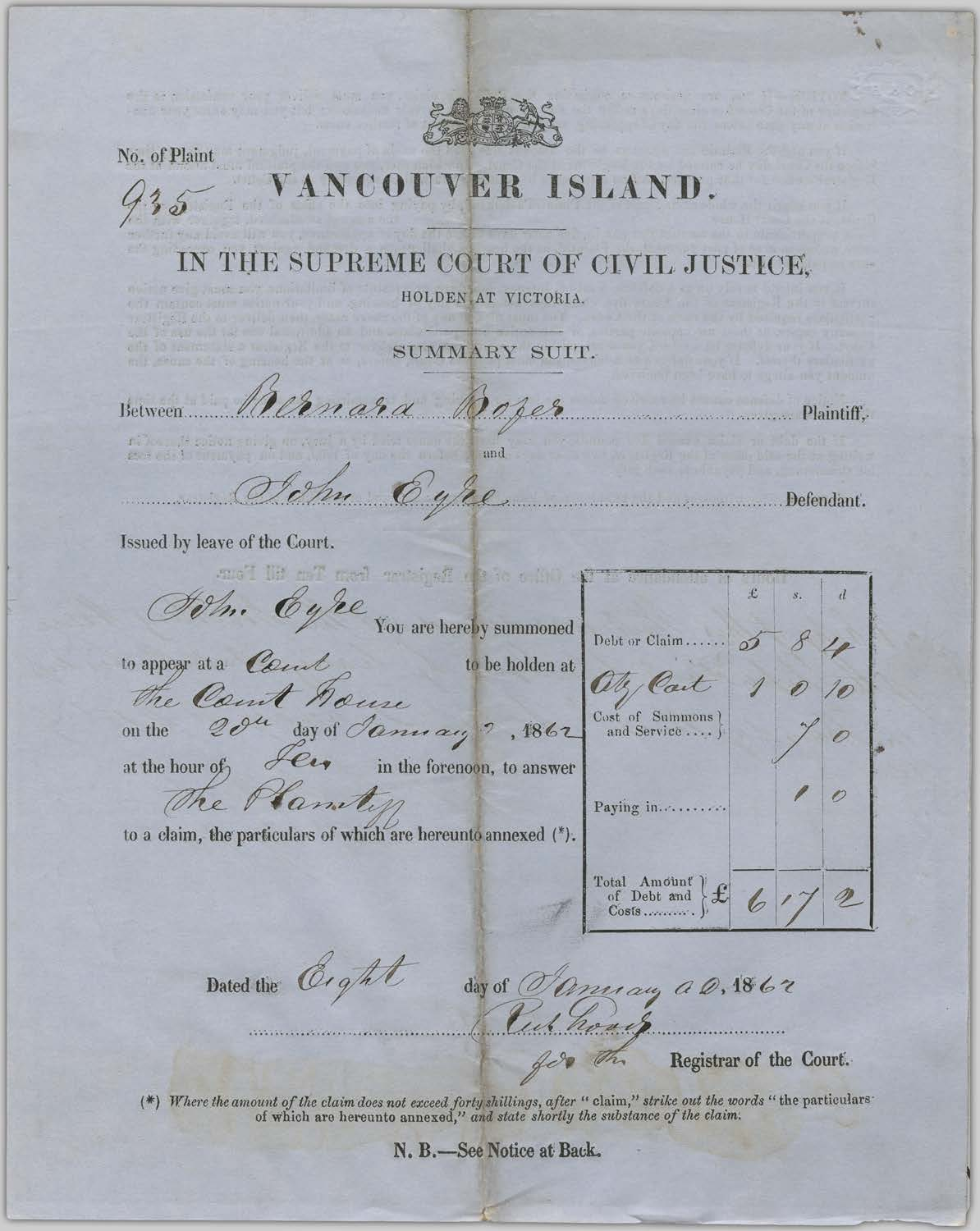No. of Plaint
935

# VANCOUVER ISLAND.

## IN THE SUPREME COURT OF CIVIL JUSTICE,

HOLDEN AT VICTORIA.

SUMMARY SUIT.

Between Bernard Boper Plaintiff,

and

John Eyre Defendant.

Issued by leave of the Court.

John Eyre You are hereby summoned to appear at a Court to be holden at the Court House on the 20th day of January, 1862 at the hour of Ten in the forenoon, to answer The Plaintiff to a claim, the particulars of which are hereunto annexed (*).

| | £ | s. | d |
|---|---|---|---|
| Debt or Claim...... | 5 | 8 | 4 |
| Oby Cost | 1 | 0 | 10 |
| Cost of Summons and Service.... | | 7 | 0 |
| | | | |
| Paying in......... | | 1 | 0 |
| Total Amount of Debt and Costs.......... | £ 6 | 17 | 2 |

Dated the Eight day of January AD, 1862

Richard [signature]
for the Registrar of the Court.

(*) *Where the amount of the claim does not exceed forty shillings, after "claim," strike out the words "the particulars of which are hereunto annexed," and state shortly the substance of the claim.*

**N. B.—See Notice at Back.**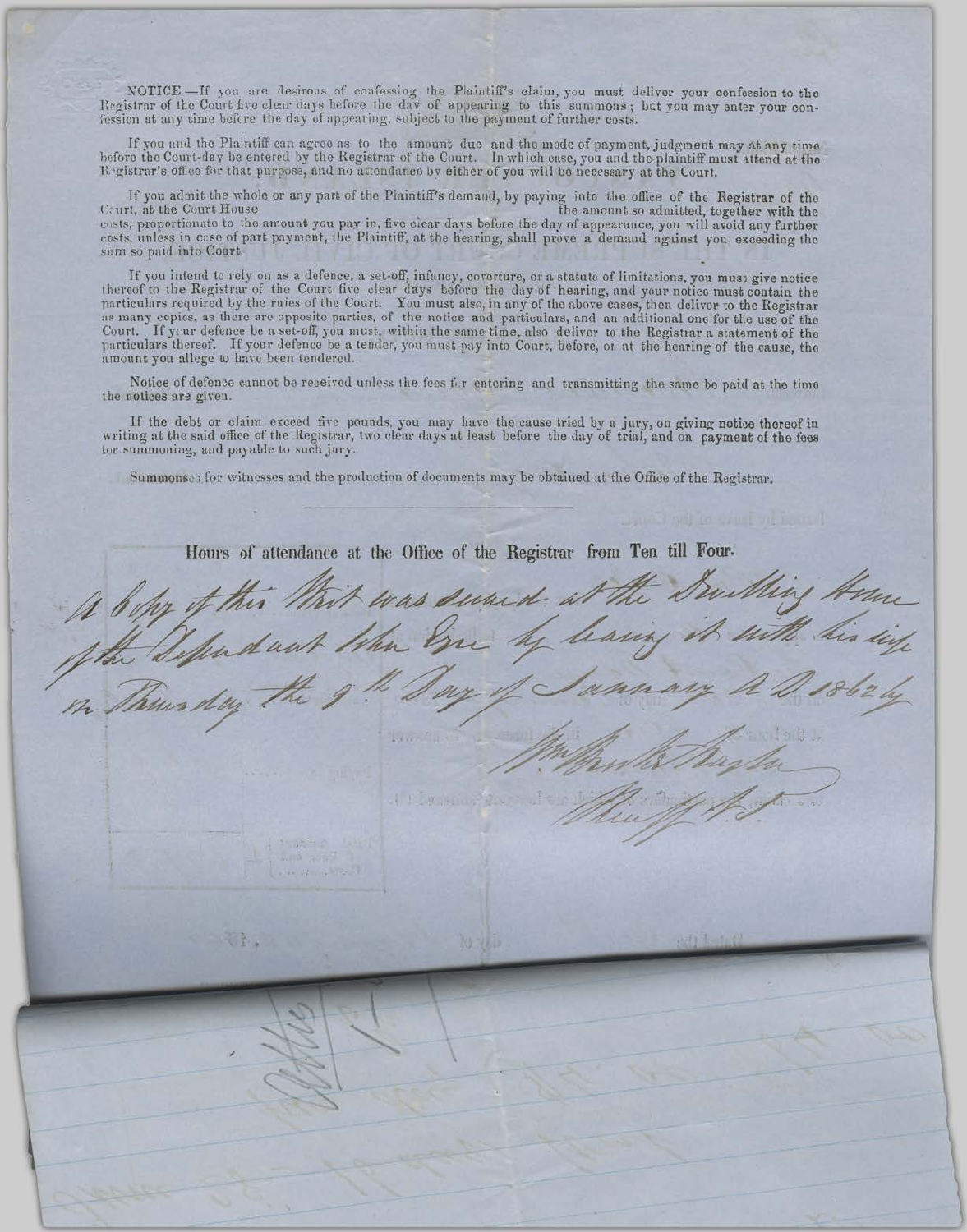NOTICE.—If you are desirous of confessing the Plaintiff's claim, you must deliver your confession to the Registrar of the Court five clear days before the day of appearing to this summons; but you may enter your confession at any time before the day of appearing, subject to the payment of further costs.

If you and the Plaintiff can agree as to the amount due and the mode of payment, judgment may at any time before the Court-day be entered by the Registrar of the Court. In which case, you and the plaintiff must attend at the Registrar's office for that purpose, and no attendance by either of you will be necessary at the Court.

If you admit the whole or any part of the Plaintiff's demand, by paying into the office of the Registrar of the Court, at the Court House the amount so admitted, together with the costs, proportionate to the amount you pay in, five clear days before the day of appearance, you will avoid any further costs, unless in case of part payment, the Plaintiff, at the hearing, shall prove a demand against you exceeding the sum so paid into Court.

If you intend to rely on as a defence, a set-off, infancy, coverture, or a statute of limitations, you must give notice thereof to the Registrar of the Court five clear days before the day of hearing, and your notice must contain the particulars required by the rules of the Court. You must also, in any of the above cases, then deliver to the Registrar as many copies, as there are opposite parties, of the notice and particulars, and an additional one for the use of the Court. If your defence be a set-off, you must, within the same time, also deliver to the Registrar a statement of the particulars thereof. If your defence be a tender, you must pay into Court, before, or at the hearing of the cause, the amount you allege to have been tendered.

Notice of defence cannot be received unless the fees for entering and transmitting the same be paid at the time the notices are given.

If the debt or claim exceed five pounds, you may have the cause tried by a jury, on giving notice thereof in writing at the said office of the Registrar, two clear days at least before the day of trial, and on payment of the fees for summoning, and payable to such jury.

Summonses for witnesses and the production of documents may be obtained at the Office of the Registrar.

---

**Hours of attendance at the Office of the Registrar from Ten till Four.**

A Copy of this Writ was served at the Dwelling House of the Defendant John Eyre by leaving it with his wife on Thursday the 9th Day of January AD 1862

Wm Burke Hughes
Sheriff H.J.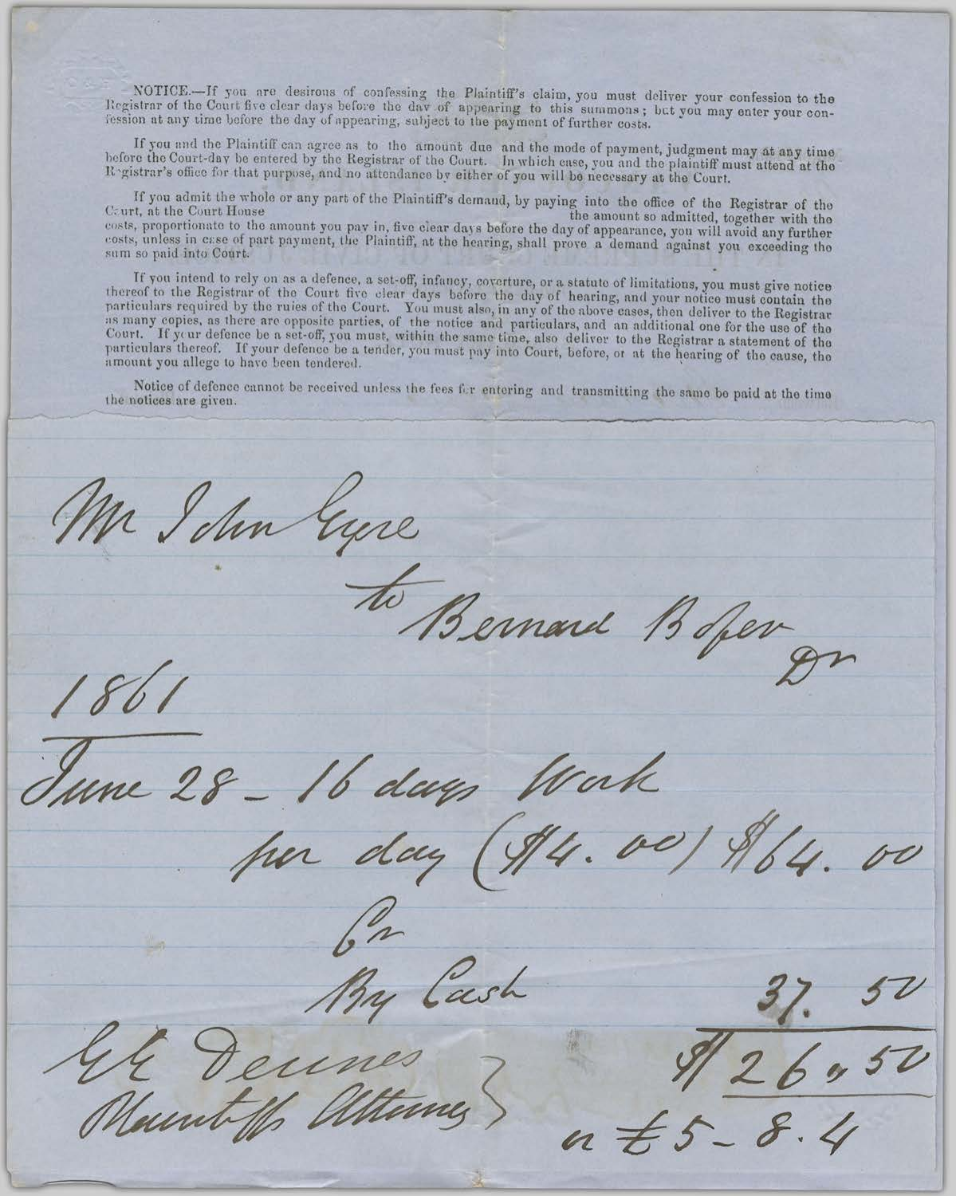NOTICE.—If you are desirous of confessing the Plaintiff's claim, you must deliver your confession to the Registrar of the Court five clear days before the day of appearing to this summons; but you may enter your confession at any time before the day of appearing, subject to the payment of further costs.

If you and the Plaintiff can agree as to the amount due and the mode of payment, judgment may at any time before the Court-day be entered by the Registrar of the Court. In which case, you and the plaintiff must attend at the Registrar's office for that purpose, and no attendance by either of you will be necessary at the Court.

If you admit the whole or any part of the Plaintiff's demand, by paying into the office of the Registrar of the Court, at the Court House the amount so admitted, together with the costs, proportionate to the amount you pay in, five clear days before the day of appearance, you will avoid any further costs, unless in case of part payment, the Plaintiff, at the hearing, shall prove a demand against you exceeding the sum so paid into Court.

If you intend to rely on as a defence, a set-off, infancy, coverture, or a statute of limitations, you must give notice thereof to the Registrar of the Court five clear days before the day of hearing, and your notice must contain the particulars required by the rules of the Court. You must also, in any of the above cases, then deliver to the Registrar as many copies, as there are opposite parties, of the notice and particulars, and an additional one for the use of the Court. If your defence be a set-off, you must, within the same time, also deliver to the Registrar a statement of the particulars thereof. If your defence be a tender, you must pay into Court, before, or at the hearing of the cause, the amount you allege to have been tendered.

Notice of defence cannot be received unless the fees for entering and transmitting the same be paid at the time the notices are given.

Mr John Eyre

to Bernard Bofer Dr

1861

June 28 – 16 days Work
per day ($4.00) $64.00

Cr
By Cash 37.50

$26.50
or £5-8.4

G E Dennes
Plaintiffs Attorney